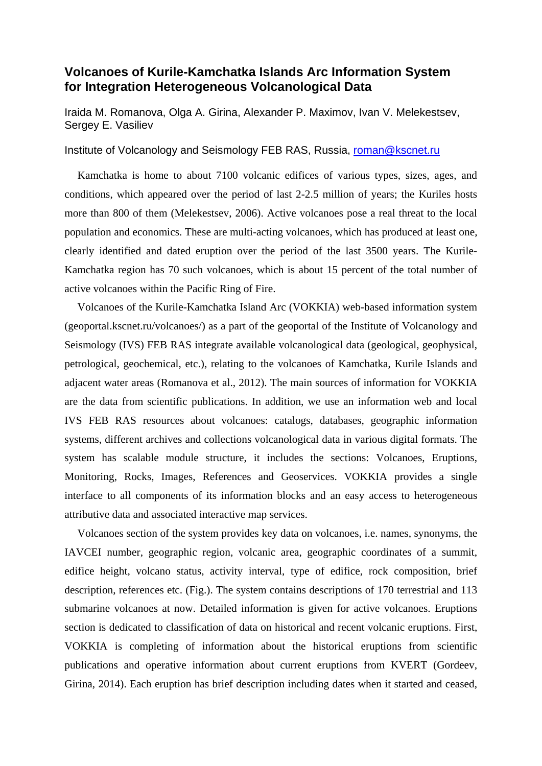# Volcanoes of Kurile-Kamchatka Islands Arc Information System for Integration Heterogeneous Volcanological Data

Iraida M. Romanova, Olga A. Girina, Alexander P. Maximov, Ivan V. Melekestsev, Sergey E. Vasiliev

Institute of Volcanology and Seismology FEB RAS, Russia, roman@kscnet.ru

Kamchatka is home to about 7100 volcanic edifices of various types, sizes, ages, and conditions, which appeared over the period of last 2-2.5 million of years; the Kuriles hosts more than 800 of them (Melekestsev, 2006). Active volcanoes pose a real threat to the local population and economics. These are multi-acting volcanoes, which has produced at least one, clearly identified and dated eruption over the period of the last 3500 years. The Kurile-Kamchatka region has 70 such volcanoes, which is about 15 percent of the total number of active volcanoes within the Pacific Ring of Fire.

Volcanoes of the Kurile-Kamchatka Island Arc (VOKKIA) web-based information system (geoportal.kscnet.ru/volcanoes/) as a part of the geoportal of the Institute of Volcanology and Seismology (IVS) FEB RAS integrate available volcanological data (geological, geophysical, petrological, geochemical, etc.), relating to the volcanoes of Kamchatka, Kurile Islands and adjacent water areas (Romanova et al., 2012). The main sources of information for VOKKIA are the data from scientific publications. In addition, we use an information web and local IVS FEB RAS resources about volcanoes: catalogs, databases, geographic information systems, different archives and collections volcanological data in various digital formats. The system has scalable module structure, it includes the sections: Volcanoes, Eruptions, Monitoring, Rocks, Images, References and Geoservices. VOKKIA provides a single interface to all components of its information blocks and an easy access to heterogeneous attributive data and associated interactive map services.

Volcanoes section of the system provides key data on volcanoes, i.e. names, synonyms, the IAVCEI number, geographic region, volcanic area, geographic coordinates of a summit, edifice height, volcano status, activity interval, type of edifice, rock composition, brief description, references etc. (Fig.). The system contains descriptions of 170 terrestrial and 113 submarine volcanoes at now. Detailed information is given for active volcanoes. Eruptions section is dedicated to classification of data on historical and recent volcanic eruptions. First, VOKKIA is completing of information about the historical eruptions from scientific publications and operative information about current eruptions from KVERT (Gordeev, Girina, 2014). Each eruption has brief description including dates when it started and ceased,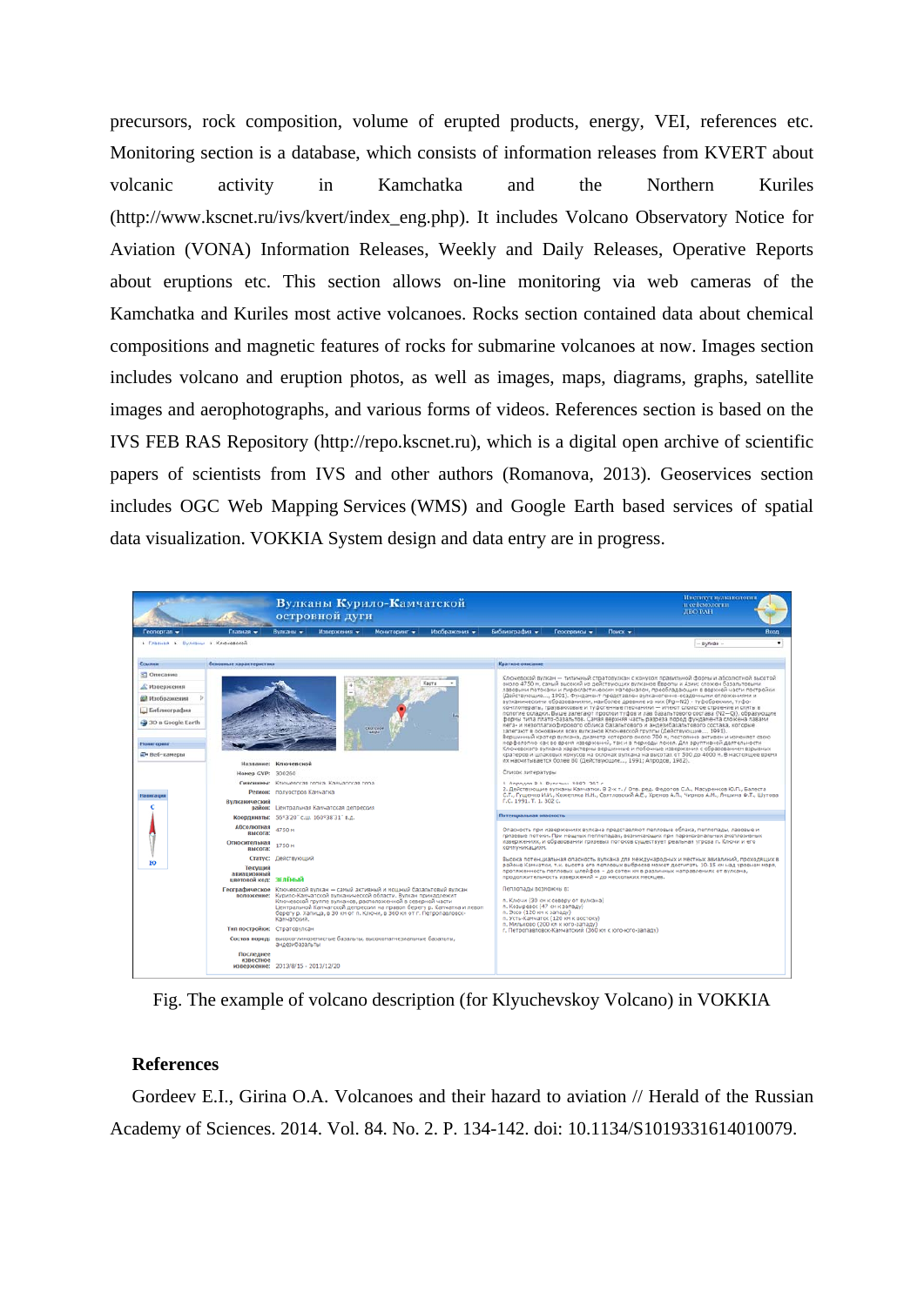precursors, rock composition, volume of erupted products, energy, VEI, references etc. Monitoring section is a database, which consists of information releases from KVERT about volcanic activity in Kamchatka and the Northern Kuriles (http://www.kscnet.ru/ivs/kvert/index_eng.php). It includes Volcano Observatory Notice for Aviation (VONA) Information Releases, Weekly and Daily Releases, Operative Reports about eruptions etc. This section allows on-line monitoring via web cameras of the Kamchatka and Kuriles most active volcanoes. Rocks section contained data about chemical compositions and magnetic features of rocks for submarine volcanoes at now. Images section includes volcano and eruption photos, as well as images, maps, diagrams, graphs, satellite images and aerophotographs, and various forms of videos. References section is based on the IVS FEB RAS Repository (http://repo.kscnet.ru), which is a digital open archive of scientific papers of scientists from IVS and other authors (Romanova, 2013). Geoservices section includes OGC Web Mapping Services (WMS) and Google Earth based services of spatial data visualization. VOKKIA System design and data entry are in progress.

Fig. The example of volcano description (for Klyuchevskoy Volcano) in VOKKIA

## References

Gordeev E.I., Girina O.A. Volcanoes and their hazard to aviation // Herald of the Russian Academy of Sciences. 2014. Vol. 84. No. 2. P. 134-142. doi: 10.1134/S1019331614010079.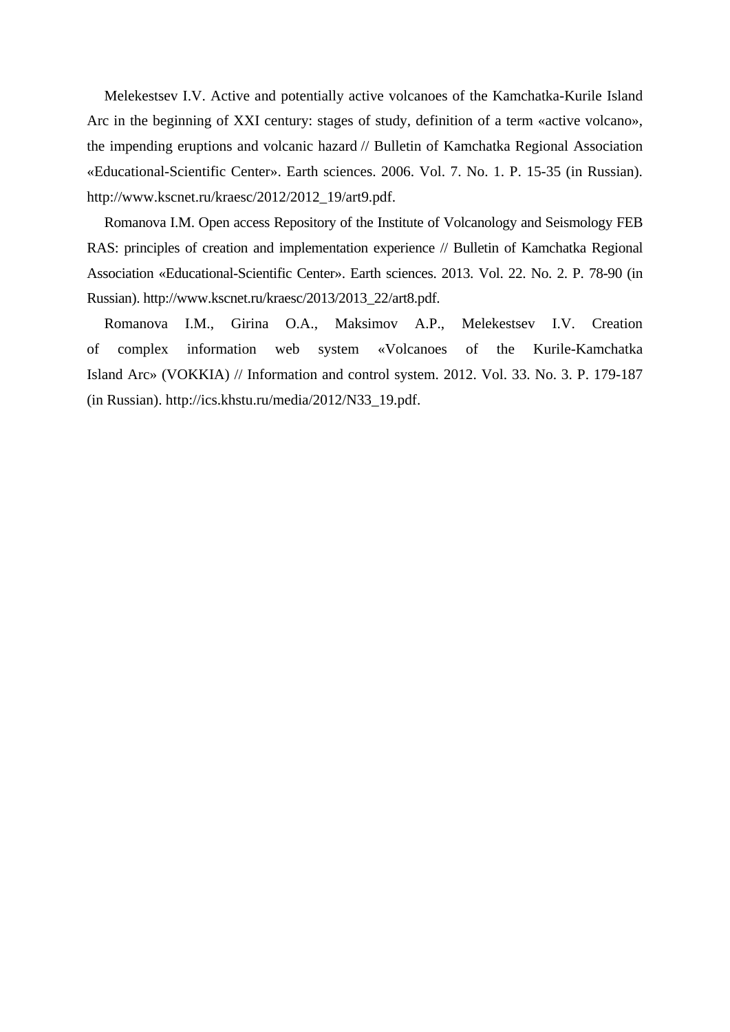Melekestsev I.V. Active and potentially active volcanoes of the Kamchatka-Kurile Island Arc in the beginning of XXI century: stages of study, definition of a term «active volcano», the impending eruptions and volcanic hazard // Bulletin of Kamchatka Regional Association «Educational-Scientific Center». Earth sciences. 2006. Vol. 7. No. 1. P. 15-35 (in Russian). http://www.kscnet.ru/kraesc/2012/2012_19/art9.pdf.

Romanova I.M. Open access Repository of the Institute of Volcanology and Seismology FEB RAS: principles of creation and implementation experience // Bulletin of Kamchatka Regional Association «Educational-Scientific Center». Earth sciences. 2013. Vol. 22. No. 2. P. 78-90 (in Russian). http://www.kscnet.ru/kraesc/2013/2013_22/art8.pdf.

Romanova I.M., Girina O.A., Maksimov A.P., Melekestsev I.V. Creation of complex information web system «Volcanoes of the Kurile-Kamchatka Island Arc» (VOKKIA) // Information and control system. 2012. Vol. 33. No. 3. P. 179-187 (in Russian). http://ics.khstu.ru/media/2012/N33_19.pdf.